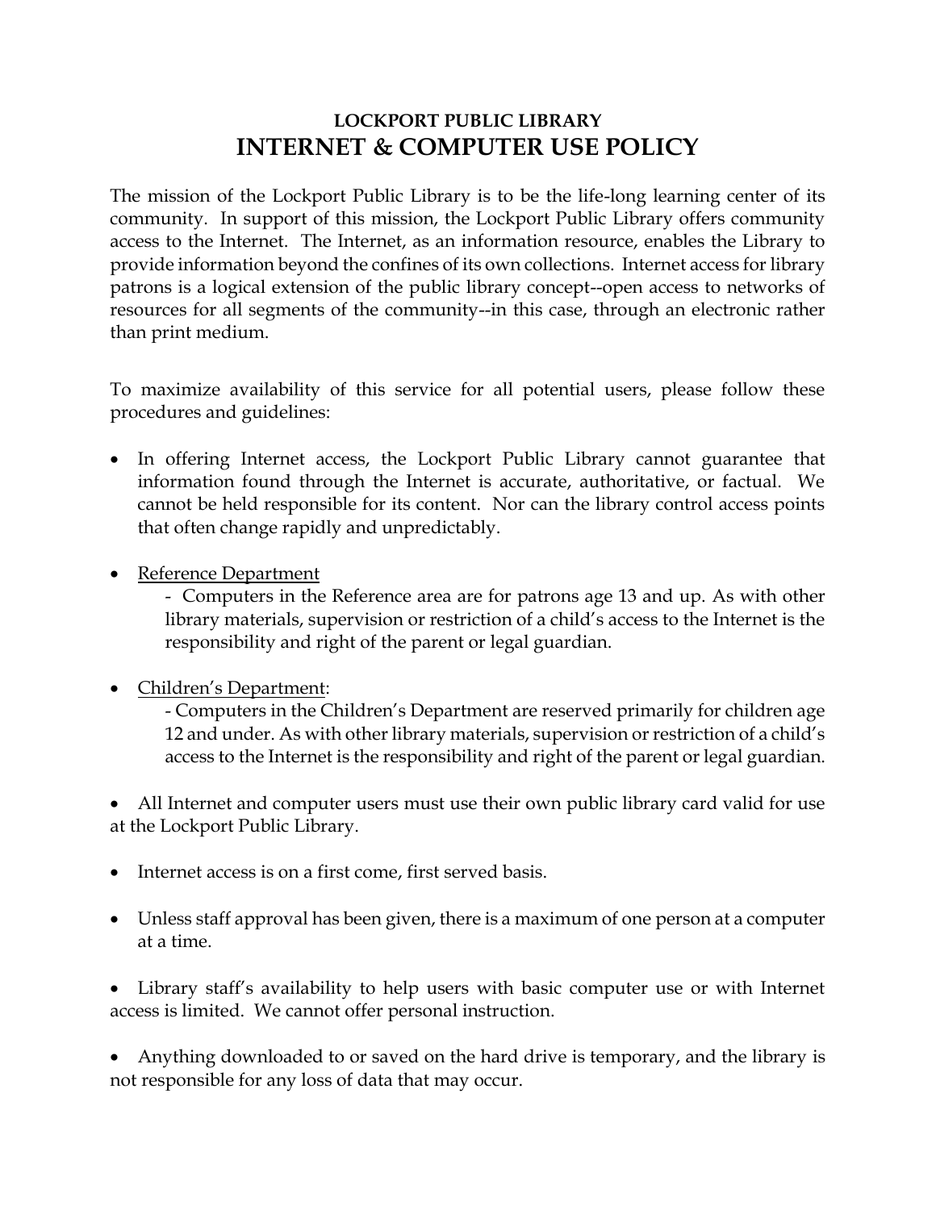## LOCKPORT PUBLIC LIBRARY

# INTERNET & COMPUTER USE POLICY

The mission of the Lockport Public Library is to be the life-long learning center of its community. In support of this mission, the Lockport Public Library offers community access to the Internet. The Internet, as an information resource, enables the Library to provide information beyond the confines of its own collections. Internet access for library patrons is a logical extension of the public library concept--open access to networks of resources for all segments of the community--in this case, through an electronic rather than print medium.

To maximize availability of this service for all potential users, please follow these procedures and guidelines:

- In offering Internet access, the Lockport Public Library cannot guarantee that information found through the Internet is accurate, authoritative, or factual. We cannot be held responsible for its content. Nor can the library control access points that often change rapidly and unpredictably.

- <u>Reference Department</u>
  - Computers in the Reference area are for patrons age 13 and up. As with other library materials, supervision or restriction of a child's access to the Internet is the responsibility and right of the parent or legal guardian.

- <u>Children's Department</u>:
  - Computers in the Children's Department are reserved primarily for children age 12 and under. As with other library materials, supervision or restriction of a child's access to the Internet is the responsibility and right of the parent or legal guardian.

- All Internet and computer users must use their own public library card valid for use at the Lockport Public Library.

- Internet access is on a first come, first served basis.

- Unless staff approval has been given, there is a maximum of one person at a computer at a time.

- Library staff's availability to help users with basic computer use or with Internet access is limited. We cannot offer personal instruction.

- Anything downloaded to or saved on the hard drive is temporary, and the library is not responsible for any loss of data that may occur.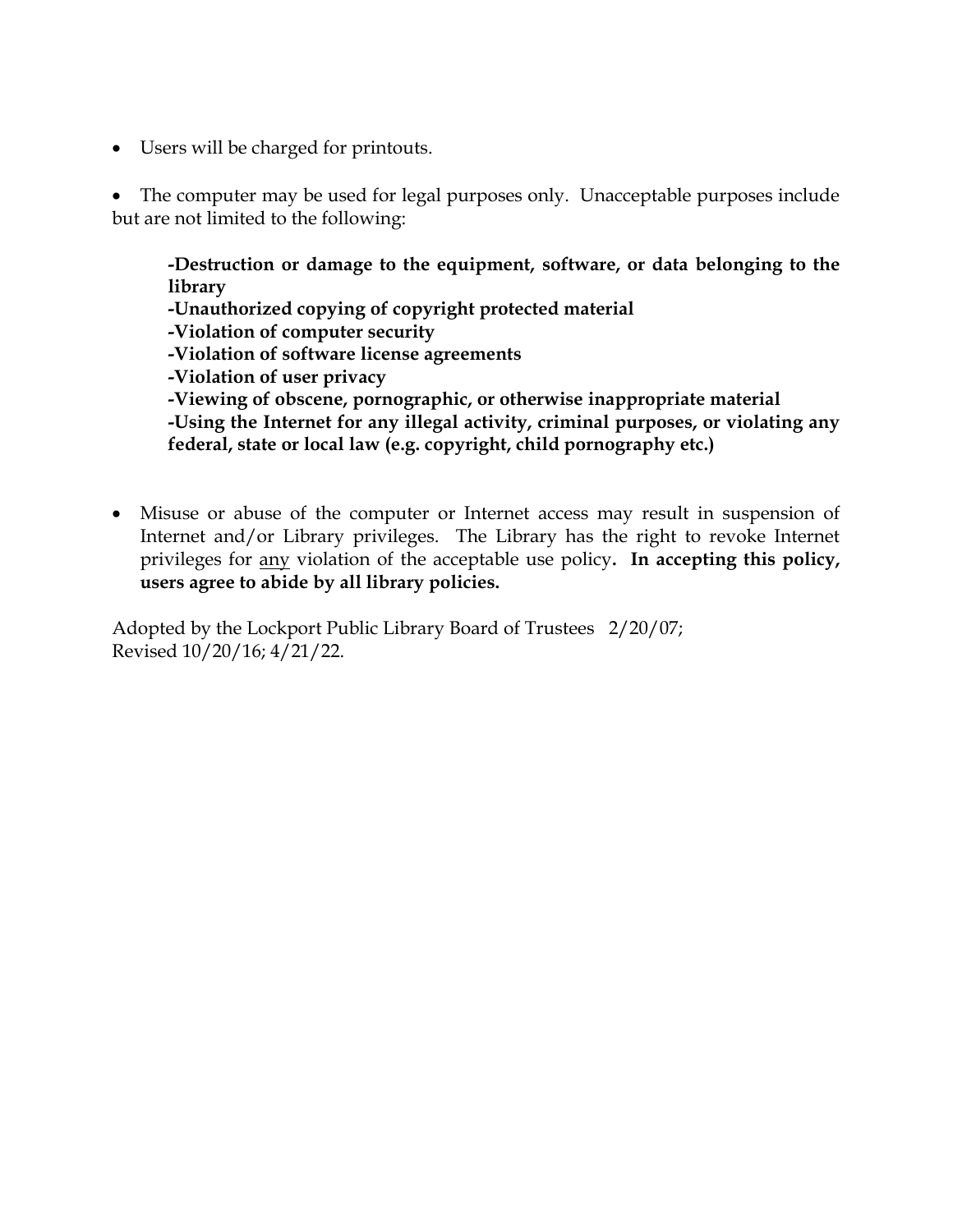- Users will be charged for printouts.

- The computer may be used for legal purposes only. Unacceptable purposes include but are not limited to the following:

  **-Destruction or damage to the equipment, software, or data belonging to the library**
  **-Unauthorized copying of copyright protected material**
  **-Violation of computer security**
  **-Violation of software license agreements**
  **-Violation of user privacy**
  **-Viewing of obscene, pornographic, or otherwise inappropriate material**
  **-Using the Internet for any illegal activity, criminal purposes, or violating any federal, state or local law (e.g. copyright, child pornography etc.)**

- Misuse or abuse of the computer or Internet access may result in suspension of Internet and/or Library privileges. The Library has the right to revoke Internet privileges for <u>any</u> violation of the acceptable use policy**. In accepting this policy, users agree to abide by all library policies.**

Adopted by the Lockport Public Library Board of Trustees 2/20/07;
Revised 10/20/16; 4/21/22.